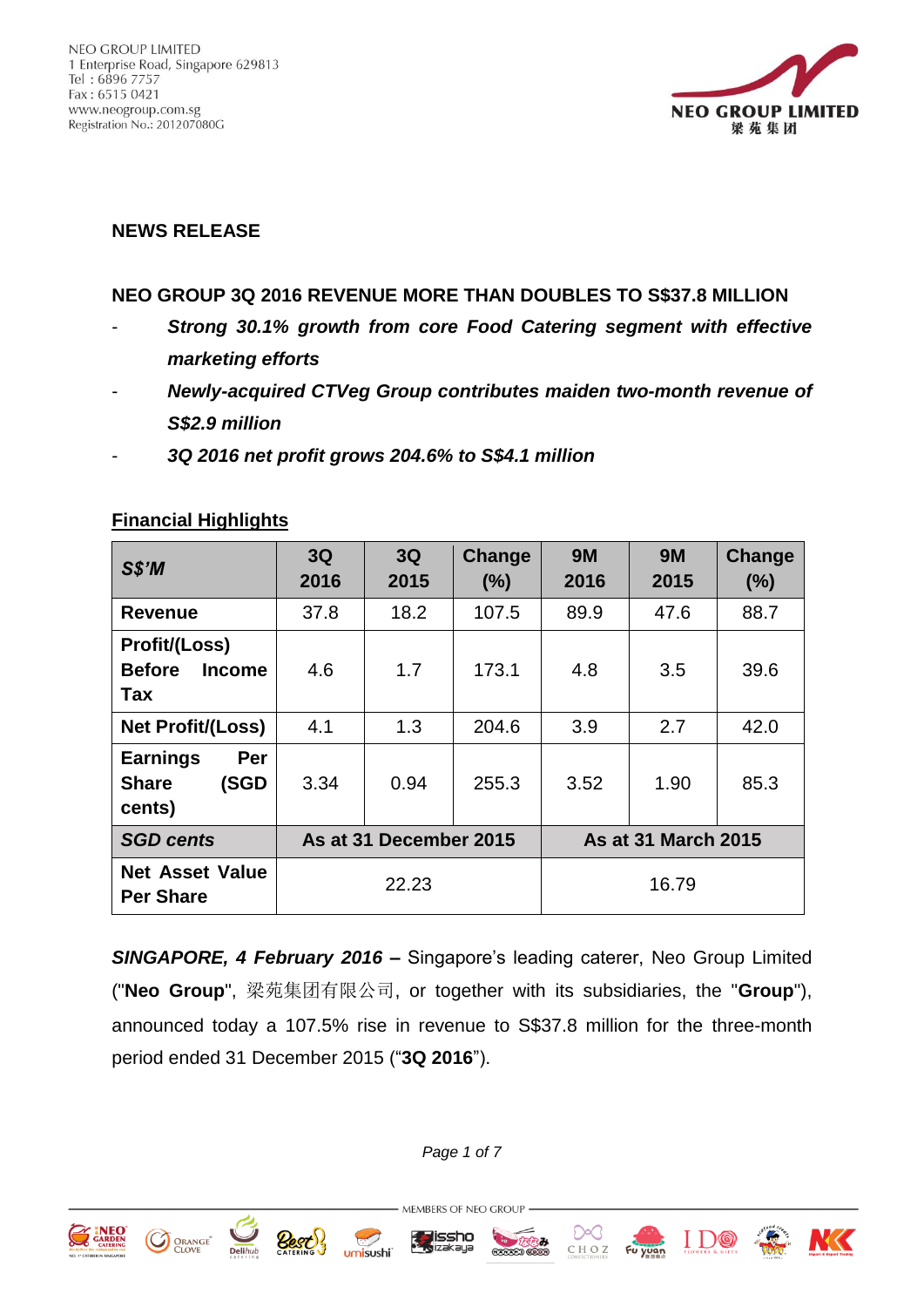NEO GROUP LIMITED
1 Enterprise Road, Singapore 629813
Tel : 6896 7757
Fax : 6515 0421
www.neogroup.com.sg
Registration No.: 201207080G

NEO GROUP LIMITED
梁苑集团

**NEWS RELEASE**

## NEO GROUP 3Q 2016 REVENUE MORE THAN DOUBLES TO S$37.8 MILLION

- ***Strong 30.1% growth from core Food Catering segment with effective marketing efforts***
- ***Newly-acquired CTVeg Group contributes maiden two-month revenue of S$2.9 million***
- ***3Q 2016 net profit grows 204.6% to S$4.1 million***

**Financial Highlights**

| ***S$'M*** | **3Q 2016** | **3Q 2015** | **Change (%)** | **9M 2016** | **9M 2015** | **Change (%)** |
|---|---|---|---|---|---|---|
| **Revenue** | 37.8 | 18.2 | 107.5 | 89.9 | 47.6 | 88.7 |
| **Profit/(Loss) Before Income Tax** | 4.6 | 1.7 | 173.1 | 4.8 | 3.5 | 39.6 |
| **Net Profit/(Loss)** | 4.1 | 1.3 | 204.6 | 3.9 | 2.7 | 42.0 |
| **Earnings Per Share (SGD cents)** | 3.34 | 0.94 | 255.3 | 3.52 | 1.90 | 85.3 |
| ***SGD cents*** | **As at 31 December 2015** | | | **As at 31 March 2015** | | |
| **Net Asset Value Per Share** | 22.23 | | | 16.79 | | |

***SINGAPORE, 4 February 2016 –*** Singapore's leading caterer, Neo Group Limited ("**Neo Group**", 梁苑集团有限公司, or together with its subsidiaries, the "**Group**"), announced today a 107.5% rise in revenue to S$37.8 million for the three-month period ended 31 December 2015 ("**3Q 2016**").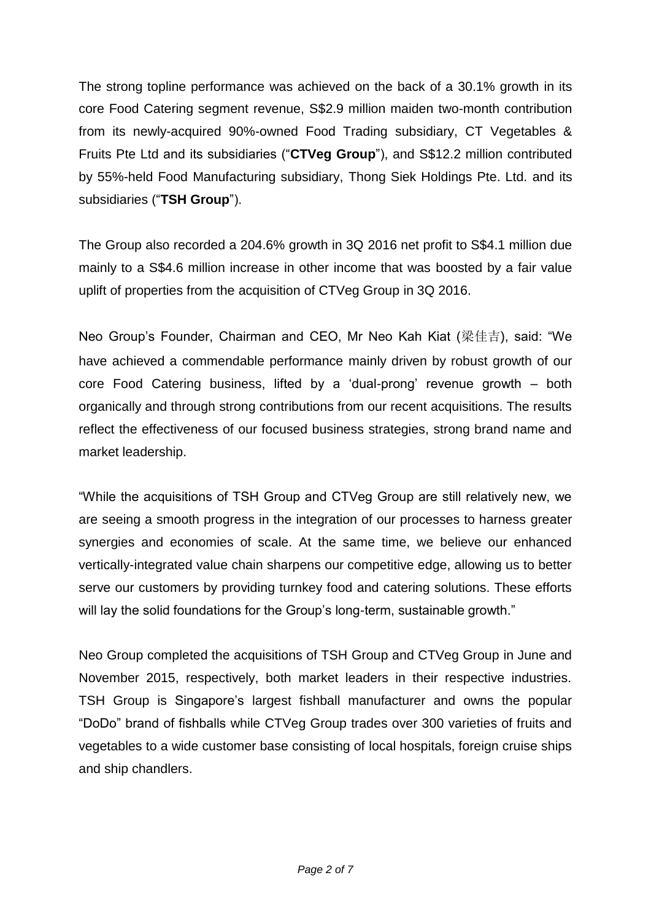The strong topline performance was achieved on the back of a 30.1% growth in its core Food Catering segment revenue, S$2.9 million maiden two-month contribution from its newly-acquired 90%-owned Food Trading subsidiary, CT Vegetables & Fruits Pte Ltd and its subsidiaries ("**CTVeg Group**"), and S$12.2 million contributed by 55%-held Food Manufacturing subsidiary, Thong Siek Holdings Pte. Ltd. and its subsidiaries ("**TSH Group**").

The Group also recorded a 204.6% growth in 3Q 2016 net profit to S$4.1 million due mainly to a S$4.6 million increase in other income that was boosted by a fair value uplift of properties from the acquisition of CTVeg Group in 3Q 2016.

Neo Group's Founder, Chairman and CEO, Mr Neo Kah Kiat (梁佳吉), said: "We have achieved a commendable performance mainly driven by robust growth of our core Food Catering business, lifted by a 'dual-prong' revenue growth – both organically and through strong contributions from our recent acquisitions. The results reflect the effectiveness of our focused business strategies, strong brand name and market leadership.

"While the acquisitions of TSH Group and CTVeg Group are still relatively new, we are seeing a smooth progress in the integration of our processes to harness greater synergies and economies of scale. At the same time, we believe our enhanced vertically-integrated value chain sharpens our competitive edge, allowing us to better serve our customers by providing turnkey food and catering solutions. These efforts will lay the solid foundations for the Group's long-term, sustainable growth."

Neo Group completed the acquisitions of TSH Group and CTVeg Group in June and November 2015, respectively, both market leaders in their respective industries. TSH Group is Singapore's largest fishball manufacturer and owns the popular "DoDo" brand of fishballs while CTVeg Group trades over 300 varieties of fruits and vegetables to a wide customer base consisting of local hospitals, foreign cruise ships and ship chandlers.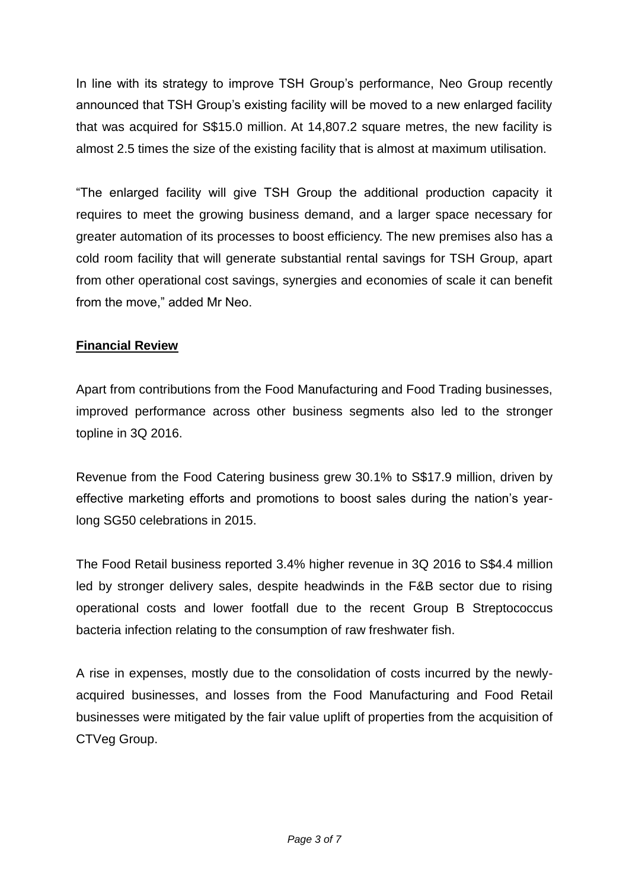In line with its strategy to improve TSH Group's performance, Neo Group recently announced that TSH Group's existing facility will be moved to a new enlarged facility that was acquired for S$15.0 million. At 14,807.2 square metres, the new facility is almost 2.5 times the size of the existing facility that is almost at maximum utilisation.

"The enlarged facility will give TSH Group the additional production capacity it requires to meet the growing business demand, and a larger space necessary for greater automation of its processes to boost efficiency. The new premises also has a cold room facility that will generate substantial rental savings for TSH Group, apart from other operational cost savings, synergies and economies of scale it can benefit from the move," added Mr Neo.

**Financial Review**

Apart from contributions from the Food Manufacturing and Food Trading businesses, improved performance across other business segments also led to the stronger topline in 3Q 2016.

Revenue from the Food Catering business grew 30.1% to S$17.9 million, driven by effective marketing efforts and promotions to boost sales during the nation's year-long SG50 celebrations in 2015.

The Food Retail business reported 3.4% higher revenue in 3Q 2016 to S$4.4 million led by stronger delivery sales, despite headwinds in the F&B sector due to rising operational costs and lower footfall due to the recent Group B Streptococcus bacteria infection relating to the consumption of raw freshwater fish.

A rise in expenses, mostly due to the consolidation of costs incurred by the newly-acquired businesses, and losses from the Food Manufacturing and Food Retail businesses were mitigated by the fair value uplift of properties from the acquisition of CTVeg Group.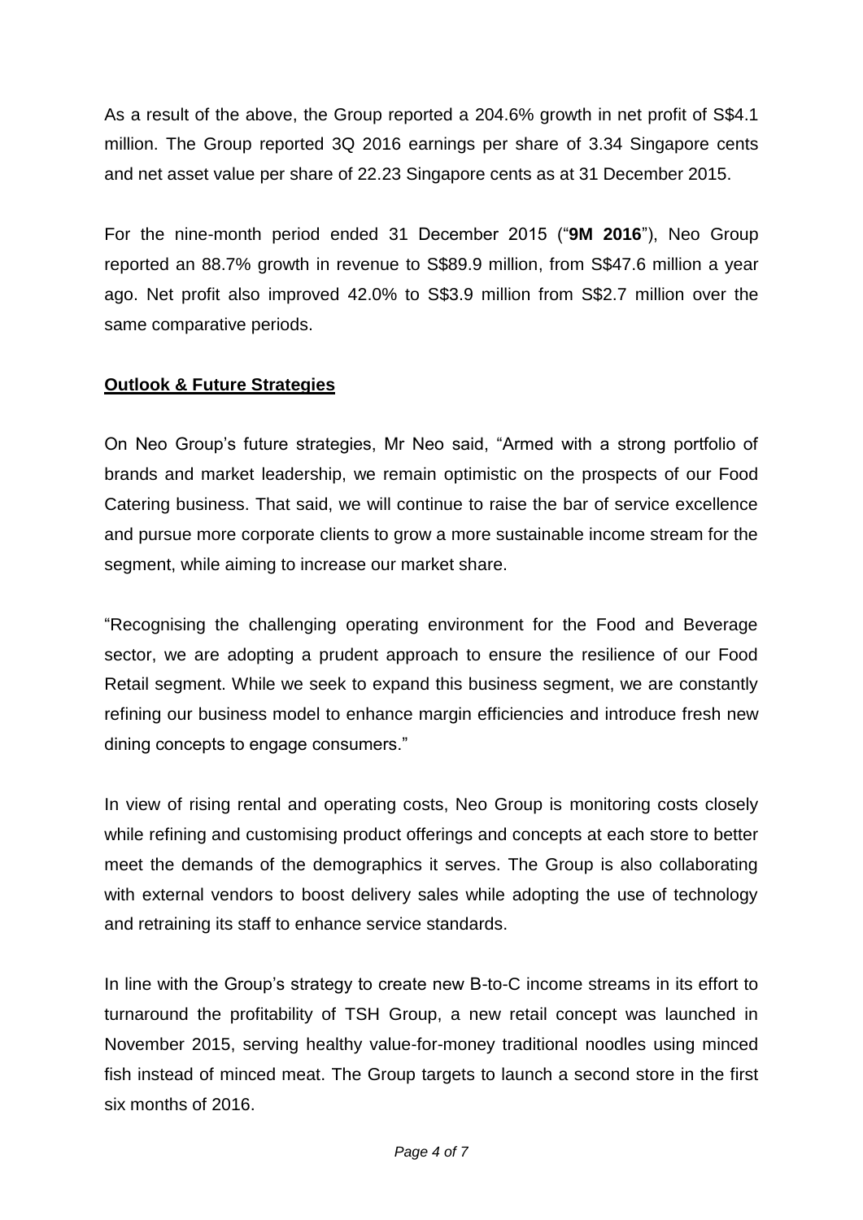As a result of the above, the Group reported a 204.6% growth in net profit of S$4.1 million. The Group reported 3Q 2016 earnings per share of 3.34 Singapore cents and net asset value per share of 22.23 Singapore cents as at 31 December 2015.

For the nine-month period ended 31 December 2015 ("**9M 2016**"), Neo Group reported an 88.7% growth in revenue to S$89.9 million, from S$47.6 million a year ago. Net profit also improved 42.0% to S$3.9 million from S$2.7 million over the same comparative periods.

## Outlook & Future Strategies

On Neo Group's future strategies, Mr Neo said, "Armed with a strong portfolio of brands and market leadership, we remain optimistic on the prospects of our Food Catering business. That said, we will continue to raise the bar of service excellence and pursue more corporate clients to grow a more sustainable income stream for the segment, while aiming to increase our market share.

"Recognising the challenging operating environment for the Food and Beverage sector, we are adopting a prudent approach to ensure the resilience of our Food Retail segment. While we seek to expand this business segment, we are constantly refining our business model to enhance margin efficiencies and introduce fresh new dining concepts to engage consumers."

In view of rising rental and operating costs, Neo Group is monitoring costs closely while refining and customising product offerings and concepts at each store to better meet the demands of the demographics it serves. The Group is also collaborating with external vendors to boost delivery sales while adopting the use of technology and retraining its staff to enhance service standards.

In line with the Group's strategy to create new B-to-C income streams in its effort to turnaround the profitability of TSH Group, a new retail concept was launched in November 2015, serving healthy value-for-money traditional noodles using minced fish instead of minced meat. The Group targets to launch a second store in the first six months of 2016.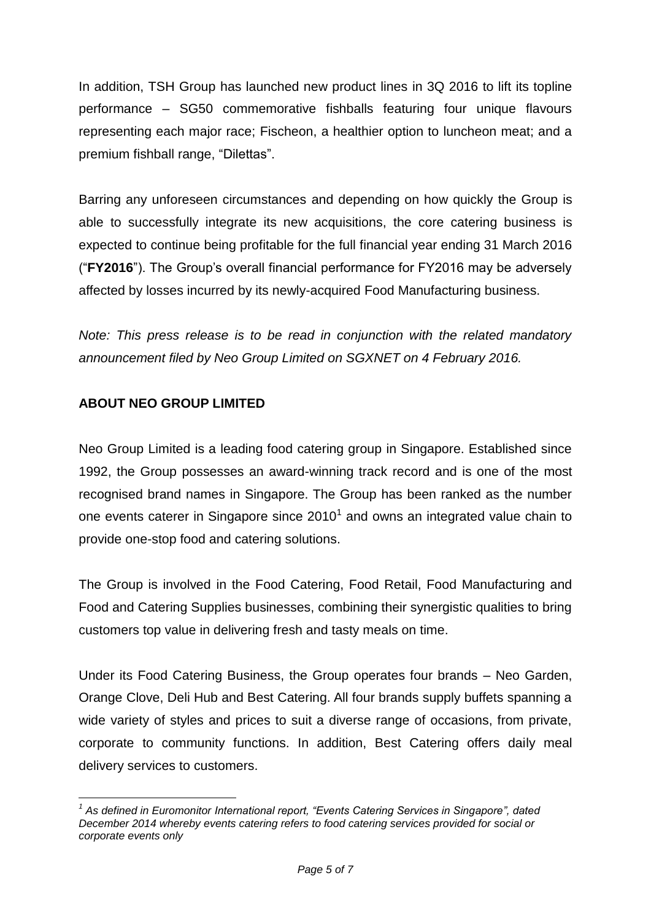In addition, TSH Group has launched new product lines in 3Q 2016 to lift its topline performance – SG50 commemorative fishballs featuring four unique flavours representing each major race; Fischeon, a healthier option to luncheon meat; and a premium fishball range, "Dilettas".

Barring any unforeseen circumstances and depending on how quickly the Group is able to successfully integrate its new acquisitions, the core catering business is expected to continue being profitable for the full financial year ending 31 March 2016 ("**FY2016**"). The Group's overall financial performance for FY2016 may be adversely affected by losses incurred by its newly-acquired Food Manufacturing business.

*Note: This press release is to be read in conjunction with the related mandatory announcement filed by Neo Group Limited on SGXNET on 4 February 2016.*

## ABOUT NEO GROUP LIMITED

Neo Group Limited is a leading food catering group in Singapore. Established since 1992, the Group possesses an award-winning track record and is one of the most recognised brand names in Singapore. The Group has been ranked as the number one events caterer in Singapore since 2010[1] and owns an integrated value chain to provide one-stop food and catering solutions.

The Group is involved in the Food Catering, Food Retail, Food Manufacturing and Food and Catering Supplies businesses, combining their synergistic qualities to bring customers top value in delivering fresh and tasty meals on time.

Under its Food Catering Business, the Group operates four brands – Neo Garden, Orange Clove, Deli Hub and Best Catering. All four brands supply buffets spanning a wide variety of styles and prices to suit a diverse range of occasions, from private, corporate to community functions. In addition, Best Catering offers daily meal delivery services to customers.

---

*[1] As defined in Euromonitor International report, "Events Catering Services in Singapore", dated December 2014 whereby events catering refers to food catering services provided for social or corporate events only*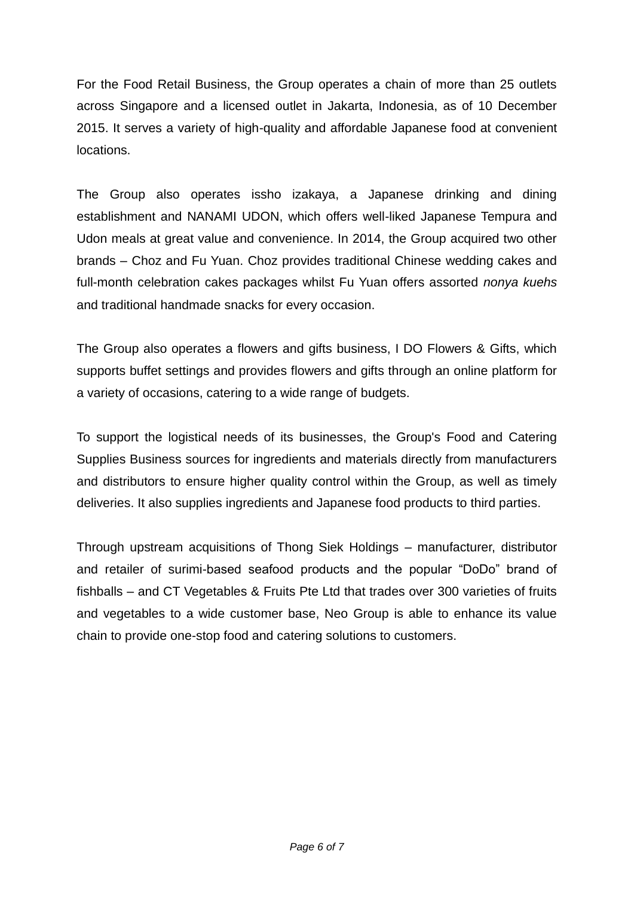For the Food Retail Business, the Group operates a chain of more than 25 outlets across Singapore and a licensed outlet in Jakarta, Indonesia, as of 10 December 2015. It serves a variety of high-quality and affordable Japanese food at convenient locations.

The Group also operates issho izakaya, a Japanese drinking and dining establishment and NANAMI UDON, which offers well-liked Japanese Tempura and Udon meals at great value and convenience. In 2014, the Group acquired two other brands – Choz and Fu Yuan. Choz provides traditional Chinese wedding cakes and full-month celebration cakes packages whilst Fu Yuan offers assorted *nonya kuehs* and traditional handmade snacks for every occasion.

The Group also operates a flowers and gifts business, I DO Flowers & Gifts, which supports buffet settings and provides flowers and gifts through an online platform for a variety of occasions, catering to a wide range of budgets.

To support the logistical needs of its businesses, the Group's Food and Catering Supplies Business sources for ingredients and materials directly from manufacturers and distributors to ensure higher quality control within the Group, as well as timely deliveries. It also supplies ingredients and Japanese food products to third parties.

Through upstream acquisitions of Thong Siek Holdings – manufacturer, distributor and retailer of surimi-based seafood products and the popular "DoDo" brand of fishballs – and CT Vegetables & Fruits Pte Ltd that trades over 300 varieties of fruits and vegetables to a wide customer base, Neo Group is able to enhance its value chain to provide one-stop food and catering solutions to customers.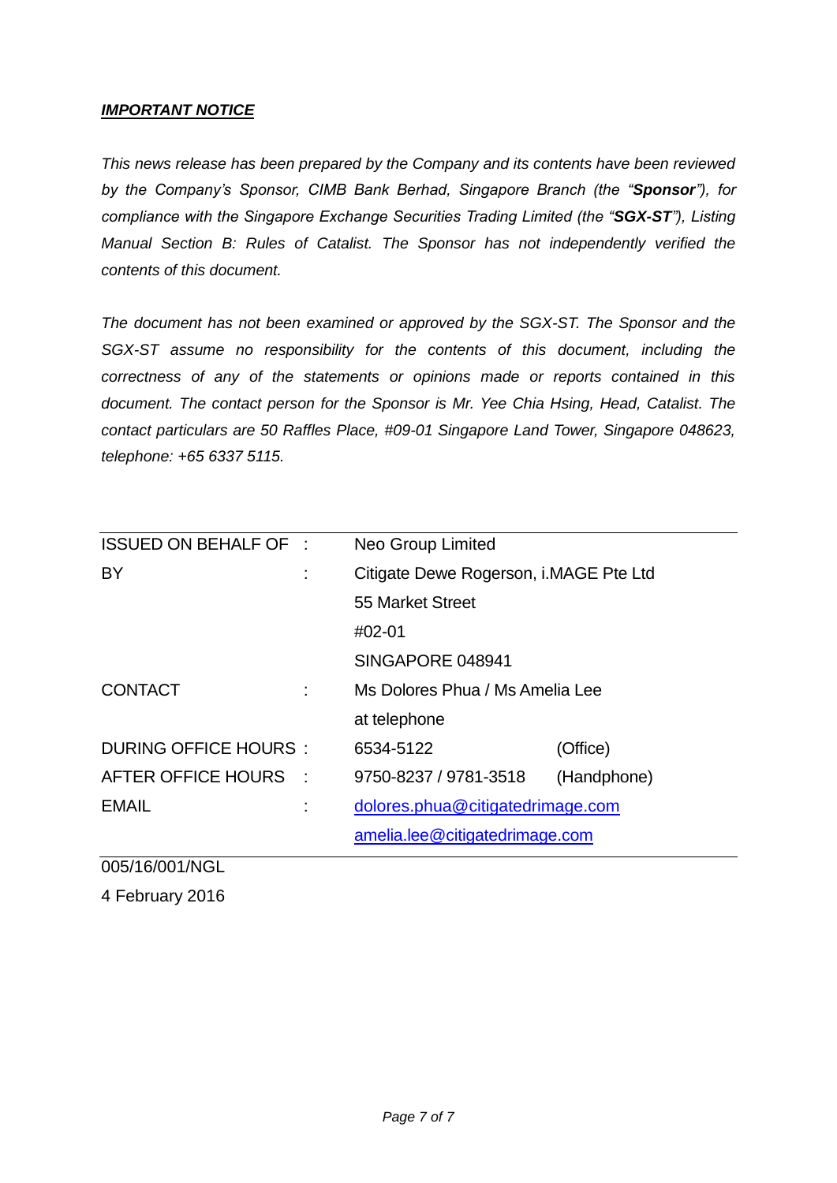***IMPORTANT NOTICE***

*This news release has been prepared by the Company and its contents have been reviewed by the Company's Sponsor, CIMB Bank Berhad, Singapore Branch (the "**Sponsor**"), for compliance with the Singapore Exchange Securities Trading Limited (the "**SGX-ST**"), Listing Manual Section B: Rules of Catalist. The Sponsor has not independently verified the contents of this document.*

*The document has not been examined or approved by the SGX-ST. The Sponsor and the SGX-ST assume no responsibility for the contents of this document, including the correctness of any of the statements or opinions made or reports contained in this document. The contact person for the Sponsor is Mr. Yee Chia Hsing, Head, Catalist. The contact particulars are 50 Raffles Place, #09-01 Singapore Land Tower, Singapore 048623, telephone: +65 6337 5115.*

| | | | |
|---|---|---|---|
| ISSUED ON BEHALF OF | : | Neo Group Limited | |
| BY | : | Citigate Dewe Rogerson, i.MAGE Pte Ltd | |
| | | 55 Market Street | |
| | | #02-01 | |
| | | SINGAPORE 048941 | |
| CONTACT | : | Ms Dolores Phua / Ms Amelia Lee | |
| | | at telephone | |
| DURING OFFICE HOURS | : | 6534-5122 | (Office) |
| AFTER OFFICE HOURS | : | 9750-8237 / 9781-3518 | (Handphone) |
| EMAIL | : | dolores.phua@citigatedrimage.com | |
| | | amelia.lee@citigatedrimage.com | |

005/16/001/NGL

4 February 2016